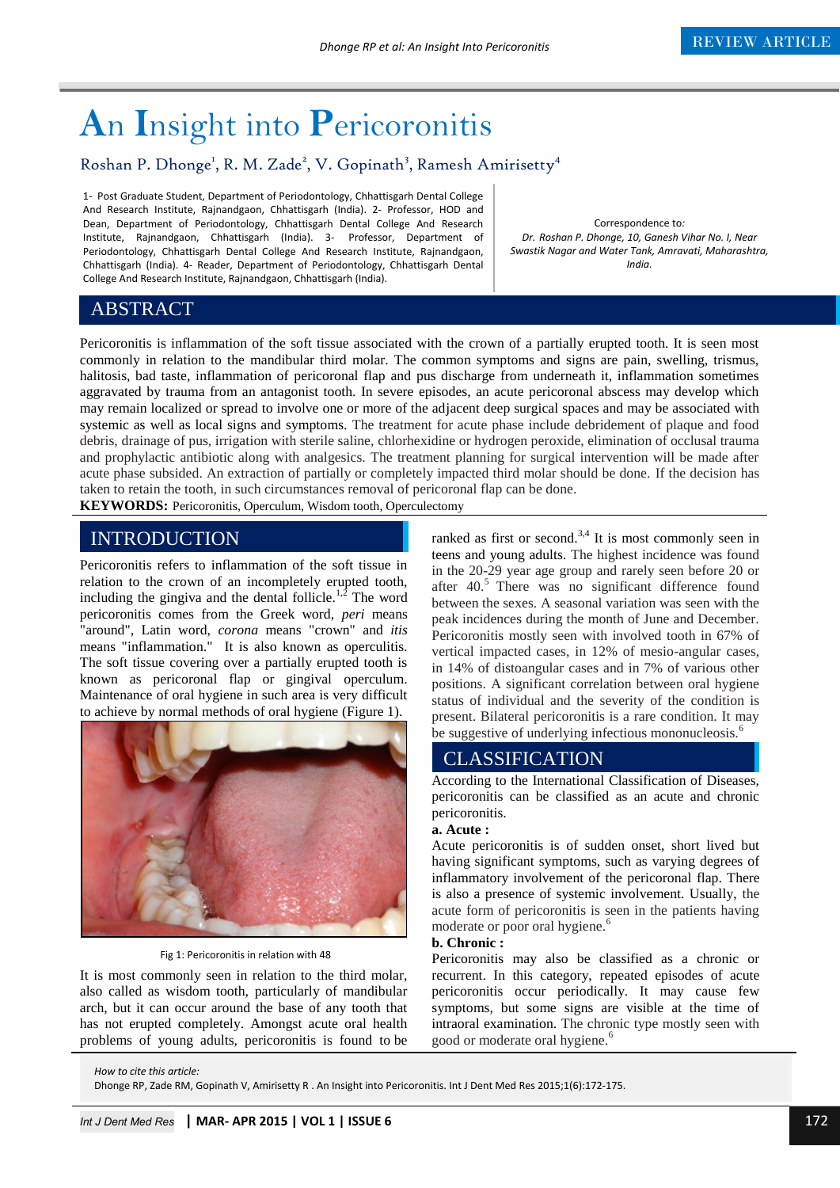# An Insight into Pericoronitis

Roshan P. Dhonge[1], R. M. Zade[2], V. Gopinath[3], Ramesh Amirisetty[4]

1- Post Graduate Student, Department of Periodontology, Chhattisgarh Dental College And Research Institute, Rajnandgaon, Chhattisgarh (India). 2- Professor, HOD and Dean, Department of Periodontology, Chhattisgarh Dental College And Research Institute, Rajnandgaon, Chhattisgarh (India). 3- Professor, Department of Periodontology, Chhattisgarh Dental College And Research Institute, Rajnandgaon, Chhattisgarh (India). 4- Reader, Department of Periodontology, Chhattisgarh Dental College And Research Institute, Rajnandgaon, Chhattisgarh (India).

Correspondence to:
*Dr. Roshan P. Dhonge, 10, Ganesh Vihar No. I, Near Swastik Nagar and Water Tank, Amravati, Maharashtra, India.*

## ABSTRACT

Pericoronitis is inflammation of the soft tissue associated with the crown of a partially erupted tooth. It is seen most commonly in relation to the mandibular third molar. The common symptoms and signs are pain, swelling, trismus, halitosis, bad taste, inflammation of pericoronal flap and pus discharge from underneath it, inflammation sometimes aggravated by trauma from an antagonist tooth. In severe episodes, an acute pericoronal abscess may develop which may remain localized or spread to involve one or more of the adjacent deep surgical spaces and may be associated with systemic as well as local signs and symptoms. The treatment for acute phase include debridement of plaque and food debris, drainage of pus, irrigation with sterile saline, chlorhexidine or hydrogen peroxide, elimination of occlusal trauma and prophylactic antibiotic along with analgesics. The treatment planning for surgical intervention will be made after acute phase subsided. An extraction of partially or completely impacted third molar should be done. If the decision has taken to retain the tooth, in such circumstances removal of pericoronal flap can be done.

**KEYWORDS:** Pericoronitis, Operculum, Wisdom tooth, Operculectomy

## INTRODUCTION

Pericoronitis refers to inflammation of the soft tissue in relation to the crown of an incompletely erupted tooth, including the gingiva and the dental follicle.[1,2] The word pericoronitis comes from the Greek word, *peri* means "around", Latin word, *corona* means "crown" and *itis* means "inflammation." It is also known as operculitis. The soft tissue covering over a partially erupted tooth is known as pericoronal flap or gingival operculum. Maintenance of oral hygiene in such area is very difficult to achieve by normal methods of oral hygiene (Figure 1).

Fig 1: Pericoronitis in relation with 48

It is most commonly seen in relation to the third molar, also called as wisdom tooth, particularly of mandibular arch, but it can occur around the base of any tooth that has not erupted completely. Amongst acute oral health problems of young adults, pericoronitis is found to be ranked as first or second.[3,4] It is most commonly seen in teens and young adults. The highest incidence was found in the 20-29 year age group and rarely seen before 20 or after 40.[5] There was no significant difference found between the sexes. A seasonal variation was seen with the peak incidences during the month of June and December. Pericoronitis mostly seen with involved tooth in 67% of vertical impacted cases, in 12% of mesio-angular cases, in 14% of distoangular cases and in 7% of various other positions. A significant correlation between oral hygiene status of individual and the severity of the condition is present. Bilateral pericoronitis is a rare condition. It may be suggestive of underlying infectious mononucleosis.[6]

## CLASSIFICATION

According to the International Classification of Diseases, pericoronitis can be classified as an acute and chronic pericoronitis.

**a. Acute :**

Acute pericoronitis is of sudden onset, short lived but having significant symptoms, such as varying degrees of inflammatory involvement of the pericoronal flap. There is also a presence of systemic involvement. Usually, the acute form of pericoronitis is seen in the patients having moderate or poor oral hygiene.[6]

**b. Chronic :**

Pericoronitis may also be classified as a chronic or recurrent. In this category, repeated episodes of acute pericoronitis occur periodically. It may cause few symptoms, but some signs are visible at the time of intraoral examination. The chronic type mostly seen with good or moderate oral hygiene.[6]

*How to cite this article:*
Dhonge RP, Zade RM, Gopinath V, Amirisetty R . An Insight into Pericoronitis. Int J Dent Med Res 2015;1(6):172-175.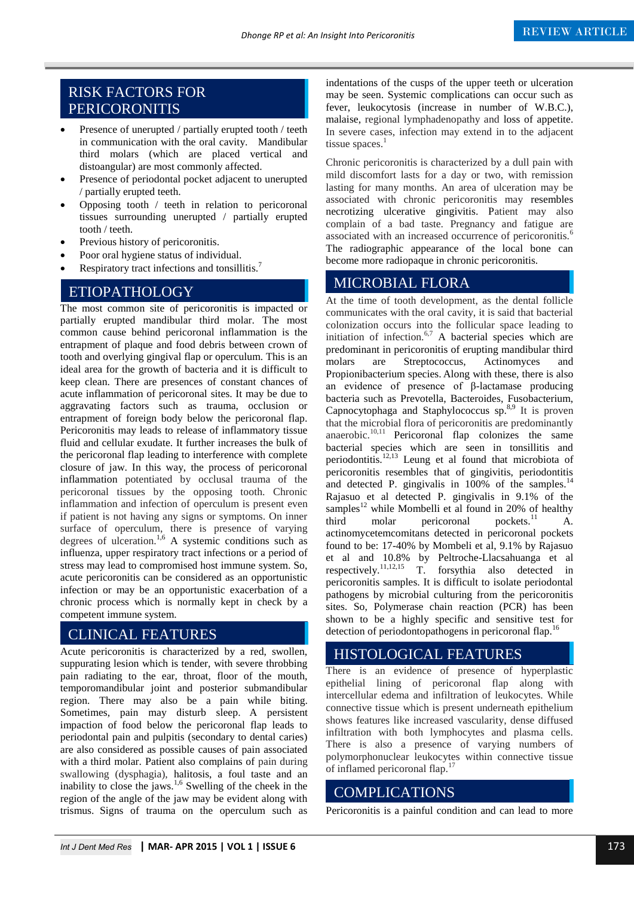## RISK FACTORS FOR PERICORONITIS

- Presence of unerupted / partially erupted tooth / teeth in communication with the oral cavity. Mandibular third molars (which are placed vertical and distoangular) are most commonly affected.
- Presence of periodontal pocket adjacent to unerupted / partially erupted teeth.
- Opposing tooth / teeth in relation to pericoronal tissues surrounding unerupted / partially erupted tooth / teeth.
- Previous history of pericoronitis.
- Poor oral hygiene status of individual.
- Respiratory tract infections and tonsillitis.[7]

## ETIOPATHOLOGY

The most common site of pericoronitis is impacted or partially erupted mandibular third molar. The most common cause behind pericoronal inflammation is the entrapment of plaque and food debris between crown of tooth and overlying gingival flap or operculum. This is an ideal area for the growth of bacteria and it is difficult to keep clean. There are presences of constant chances of acute inflammation of pericoronal sites. It may be due to aggravating factors such as trauma, occlusion or entrapment of foreign body below the pericoronal flap. Pericoronitis may leads to release of inflammatory tissue fluid and cellular exudate. It further increases the bulk of the pericoronal flap leading to interference with complete closure of jaw. In this way, the process of pericoronal inflammation potentiated by occlusal trauma of the pericoronal tissues by the opposing tooth. Chronic inflammation and infection of operculum is present even if patient is not having any signs or symptoms. On inner surface of operculum, there is presence of varying degrees of ulceration.[1,6] A systemic conditions such as influenza, upper respiratory tract infections or a period of stress may lead to compromised host immune system. So, acute pericoronitis can be considered as an opportunistic infection or may be an opportunistic exacerbation of a chronic process which is normally kept in check by a competent immune system.

## CLINICAL FEATURES

Acute pericoronitis is characterized by a red, swollen, suppurating lesion which is tender, with severe throbbing pain radiating to the ear, throat, floor of the mouth, temporomandibular joint and posterior submandibular region. There may also be a pain while biting. Sometimes, pain may disturb sleep. A persistent impaction of food below the pericoronal flap leads to periodontal pain and pulpitis (secondary to dental caries) are also considered as possible causes of pain associated with a third molar. Patient also complains of pain during swallowing (dysphagia), halitosis, a foul taste and an inability to close the jaws.[1,6] Swelling of the cheek in the region of the angle of the jaw may be evident along with trismus. Signs of trauma on the operculum such as indentations of the cusps of the upper teeth or ulceration may be seen. Systemic complications can occur such as fever, leukocytosis (increase in number of W.B.C.), malaise, regional lymphadenopathy and loss of appetite. In severe cases, infection may extend in to the adjacent tissue spaces.[1]

Chronic pericoronitis is characterized by a dull pain with mild discomfort lasts for a day or two, with remission lasting for many months. An area of ulceration may be associated with chronic pericoronitis may resembles necrotizing ulcerative gingivitis. Patient may also complain of a bad taste. Pregnancy and fatigue are associated with an increased occurrence of pericoronitis.[6] The radiographic appearance of the local bone can become more radiopaque in chronic pericoronitis.

## MICROBIAL FLORA

At the time of tooth development, as the dental follicle communicates with the oral cavity, it is said that bacterial colonization occurs into the follicular space leading to initiation of infection.[6,7] A bacterial species which are predominant in pericoronitis of erupting mandibular third molars are Streptococcus, Actinomyces and Propionibacterium species. Along with these, there is also an evidence of presence of β-lactamase producing bacteria such as Prevotella, Bacteroides, Fusobacterium, Capnocytophaga and Staphylococcus sp.[8,9] It is proven that the microbial flora of pericoronitis are predominantly anaerobic.[10,11] Pericoronal flap colonizes the same bacterial species which are seen in tonsillitis and periodontitis.[12,13] Leung et al found that microbiota of pericoronitis resembles that of gingivitis, periodontitis and detected P. gingivalis in 100% of the samples.[14] Rajasuo et al detected P. gingivalis in 9.1% of the samples[12] while Mombelli et al found in 20% of healthy third molar pericoronal pockets.[11] A. actinomycetemcomitans detected in pericoronal pockets found to be: 17-40% by Mombeli et al, 9.1% by Rajasuo et al and 10.8% by Peltroche-Llacsahuanga et al respectively.[11,12,15] T. forsythia also detected in pericoronitis samples. It is difficult to isolate periodontal pathogens by microbial culturing from the pericoronitis sites. So, Polymerase chain reaction (PCR) has been shown to be a highly specific and sensitive test for detection of periodontopathogens in pericoronal flap.[16]

## HISTOLOGICAL FEATURES

There is an evidence of presence of hyperplastic epithelial lining of pericoronal flap along with intercellular edema and infiltration of leukocytes. While connective tissue which is present underneath epithelium shows features like increased vascularity, dense diffused infiltration with both lymphocytes and plasma cells. There is also a presence of varying numbers of polymorphonuclear leukocytes within connective tissue of inflamed pericoronal flap.[17]

## COMPLICATIONS

Pericoronitis is a painful condition and can lead to more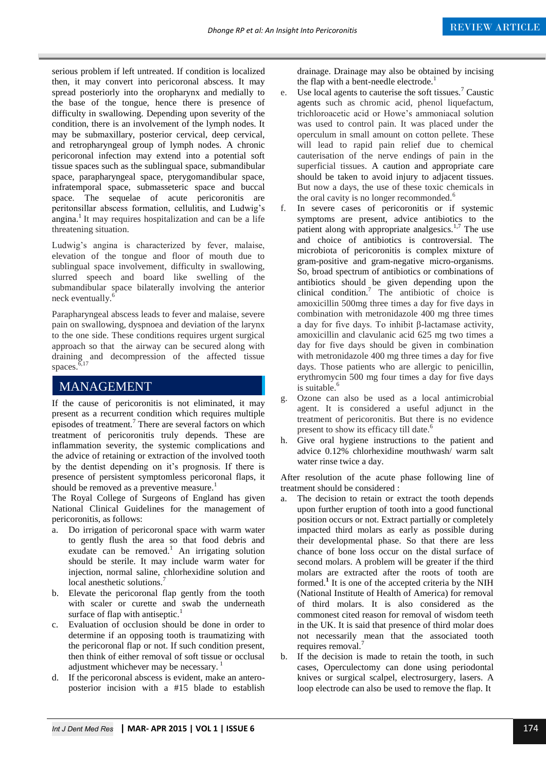serious problem if left untreated. If condition is localized then, it may convert into pericoronal abscess. It may spread posteriorly into the oropharynx and medially to the base of the tongue, hence there is presence of difficulty in swallowing. Depending upon severity of the condition, there is an involvement of the lymph nodes. It may be submaxillary, posterior cervical, deep cervical, and retropharyngeal group of lymph nodes. A chronic pericoronal infection may extend into a potential soft tissue spaces such as the sublingual space, submandibular space, parapharyngeal space, pterygomandibular space, infratemporal space, submasseteric space and buccal space. The sequelae of acute pericoronitis are peritonsillar abscess formation, cellulitis, and Ludwig's angina.[1] It may requires hospitalization and can be a life threatening situation.

Ludwig's angina is characterized by fever, malaise, elevation of the tongue and floor of mouth due to sublingual space involvement, difficulty in swallowing, slurred speech and board like swelling of the submandibular space bilaterally involving the anterior neck eventually.[6]

Parapharyngeal abscess leads to fever and malaise, severe pain on swallowing, dyspnoea and deviation of the larynx to the one side. These conditions requires urgent surgical approach so that the airway can be secured along with draining and decompression of the affected tissue spaces.[6,17]

## MANAGEMENT

If the cause of pericoronitis is not eliminated, it may present as a recurrent condition which requires multiple episodes of treatment.[7] There are several factors on which treatment of pericoronitis truly depends. These are inflammation severity, the systemic complications and the advice of retaining or extraction of the involved tooth by the dentist depending on it's prognosis. If there is presence of persistent symptomless pericoronal flaps, it should be removed as a preventive measure.[1]

The Royal College of Surgeons of England has given National Clinical Guidelines for the management of pericoronitis, as follows:

a. Do irrigation of pericoronal space with warm water to gently flush the area so that food debris and exudate can be removed.[1] An irrigating solution should be sterile. It may include warm water for injection, normal saline, chlorhexidine solution and local anesthetic solutions.[7]
b. Elevate the pericoronal flap gently from the tooth with scaler or curette and swab the underneath surface of flap with antiseptic.[1]
c. Evaluation of occlusion should be done in order to determine if an opposing tooth is traumatizing with the pericoronal flap or not. If such condition present, then think of either removal of soft tissue or occlusal adjustment whichever may be necessary.[1]
d. If the pericoronal abscess is evident, make an antero-posterior incision with a #15 blade to establish drainage. Drainage may also be obtained by incising the flap with a bent-needle electrode.[1]
e. Use local agents to cauterise the soft tissues.[7] Caustic agents such as chromic acid, phenol liquefactum, trichloroacetic acid or Howe's ammoniacal solution was used to control pain. It was placed under the operculum in small amount on cotton pellete. These will lead to rapid pain relief due to chemical cauterisation of the nerve endings of pain in the superficial tissues. A caution and appropriate care should be taken to avoid injury to adjacent tissues. But now a days, the use of these toxic chemicals in the oral cavity is no longer recommended.[6]
f. In severe cases of pericoronitis or if systemic symptoms are present, advice antibiotics to the patient along with appropriate analgesics.[1,7] The use and choice of antibiotics is controversial. The microbiota of pericoronitis is complex mixture of gram-positive and gram-negative micro-organisms. So, broad spectrum of antibiotics or combinations of antibiotics should be given depending upon the clinical condition.[7] The antibiotic of choice is amoxicillin 500mg three times a day for five days in combination with metronidazole 400 mg three times a day for five days. To inhibit β-lactamase activity, amoxicillin and clavulanic acid 625 mg two times a day for five days should be given in combination with metronidazole 400 mg three times a day for five days. Those patients who are allergic to penicillin, erythromycin 500 mg four times a day for five days is suitable.[6]
g. Ozone can also be used as a local antimicrobial agent. It is considered a useful adjunct in the treatment of pericoronitis. But there is no evidence present to show its efficacy till date.[6]
h. Give oral hygiene instructions to the patient and advice 0.12% chlorhexidine mouthwash/ warm salt water rinse twice a day.

After resolution of the acute phase following line of treatment should be considered :

a. The decision to retain or extract the tooth depends upon further eruption of tooth into a good functional position occurs or not. Extract partially or completely impacted third molars as early as possible during their developmental phase. So that there are less chance of bone loss occur on the distal surface of second molars. A problem will be greater if the third molars are extracted after the roots of tooth are formed.[1] It is one of the accepted criteria by the NIH (National Institute of Health of America) for removal of third molars. It is also considered as the commonest cited reason for removal of wisdom teeth in the UK. It is said that presence of third molar does not necessarily mean that the associated tooth requires removal.[7]
b. If the decision is made to retain the tooth, in such cases, Operculectomy can done using periodontal knives or surgical scalpel, electrosurgery, lasers. A loop electrode can also be used to remove the flap. It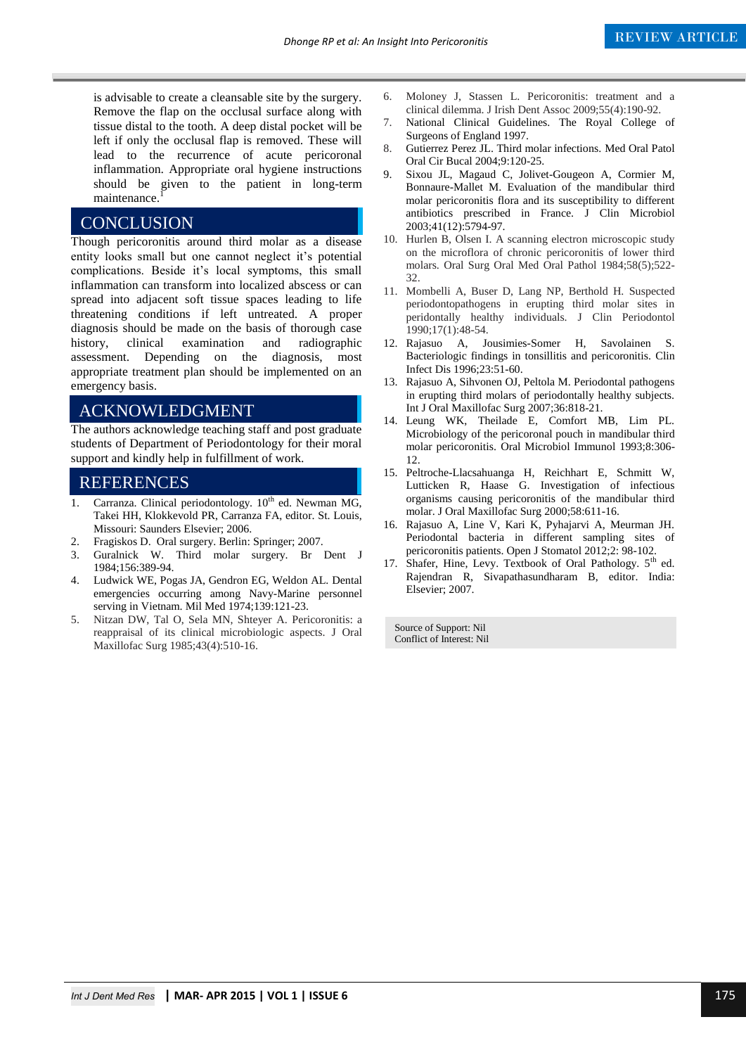is advisable to create a cleansable site by the surgery. Remove the flap on the occlusal surface along with tissue distal to the tooth. A deep distal pocket will be left if only the occlusal flap is removed. These will lead to the recurrence of acute pericoronal inflammation. Appropriate oral hygiene instructions should be given to the patient in long-term maintenance.[1]

## CONCLUSION

Though pericoronitis around third molar as a disease entity looks small but one cannot neglect it's potential complications. Beside it's local symptoms, this small inflammation can transform into localized abscess or can spread into adjacent soft tissue spaces leading to life threatening conditions if left untreated. A proper diagnosis should be made on the basis of thorough case history, clinical examination and radiographic assessment. Depending on the diagnosis, most appropriate treatment plan should be implemented on an emergency basis.

## ACKNOWLEDGMENT

The authors acknowledge teaching staff and post graduate students of Department of Periodontology for their moral support and kindly help in fulfillment of work.

## REFERENCES

1. Carranza. Clinical periodontology. 10th ed. Newman MG, Takei HH, Klokkevold PR, Carranza FA, editor. St. Louis, Missouri: Saunders Elsevier; 2006.
2. Fragiskos D. Oral surgery. Berlin: Springer; 2007.
3. Guralnick W. Third molar surgery. Br Dent J 1984;156:389-94.
4. Ludwick WE, Pogas JA, Gendron EG, Weldon AL. Dental emergencies occurring among Navy-Marine personnel serving in Vietnam. Mil Med 1974;139:121-23.
5. Nitzan DW, Tal O, Sela MN, Shteyer A. Pericoronitis: a reappraisal of its clinical microbiologic aspects. J Oral Maxillofac Surg 1985;43(4):510-16.
6. Moloney J, Stassen L. Pericoronitis: treatment and a clinical dilemma. J Irish Dent Assoc 2009;55(4):190-92.
7. National Clinical Guidelines. The Royal College of Surgeons of England 1997.
8. Gutierrez Perez JL. Third molar infections. Med Oral Patol Oral Cir Bucal 2004;9:120-25.
9. Sixou JL, Magaud C, Jolivet-Gougeon A, Cormier M, Bonnaure-Mallet M. Evaluation of the mandibular third molar pericoronitis flora and its susceptibility to different antibiotics prescribed in France. J Clin Microbiol 2003;41(12):5794-97.
10. Hurlen B, Olsen I. A scanning electron microscopic study on the microflora of chronic pericoronitis of lower third molars. Oral Surg Oral Med Oral Pathol 1984;58(5);522-32.
11. Mombelli A, Buser D, Lang NP, Berthold H. Suspected periodontopathogens in erupting third molar sites in peridontally healthy individuals. J Clin Periodontol 1990;17(1):48-54.
12. Rajasuo A, Jousimies-Somer H, Savolainen S. Bacteriologic findings in tonsillitis and pericoronitis. Clin Infect Dis 1996;23:51-60.
13. Rajasuo A, Sihvonen OJ, Peltola M. Periodontal pathogens in erupting third molars of periodontally healthy subjects. Int J Oral Maxillofac Surg 2007;36:818-21.
14. Leung WK, Theilade E, Comfort MB, Lim PL. Microbiology of the pericoronal pouch in mandibular third molar pericoronitis. Oral Microbiol Immunol 1993;8:306-12.
15. Peltroche-Llacsahuanga H, Reichhart E, Schmitt W, Lutticken R, Haase G. Investigation of infectious organisms causing pericoronitis of the mandibular third molar. J Oral Maxillofac Surg 2000;58:611-16.
16. Rajasuo A, Line V, Kari K, Pyhajarvi A, Meurman JH. Periodontal bacteria in different sampling sites of pericoronitis patients. Open J Stomatol 2012;2: 98-102.
17. Shafer, Hine, Levy. Textbook of Oral Pathology. 5th ed. Rajendran R, Sivapathasundharam B, editor. India: Elsevier; 2007.

Source of Support: Nil
Conflict of Interest: Nil